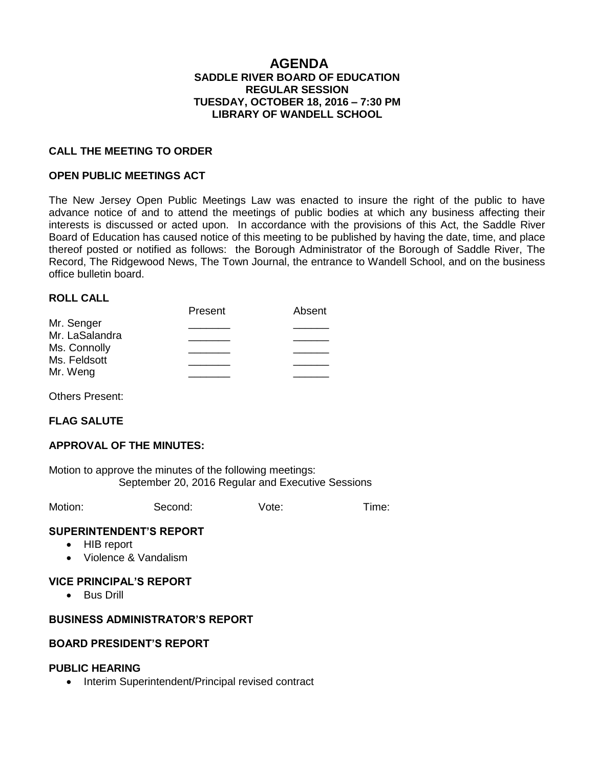# AGENDA

**SADDLE RIVER BOARD OF EDUCATION**
**REGULAR SESSION**
**TUESDAY, OCTOBER 18, 2016 – 7:30 PM**
**LIBRARY OF WANDELL SCHOOL**

## CALL THE MEETING TO ORDER

## OPEN PUBLIC MEETINGS ACT

The New Jersey Open Public Meetings Law was enacted to insure the right of the public to have advance notice of and to attend the meetings of public bodies at which any business affecting their interests is discussed or acted upon. In accordance with the provisions of this Act, the Saddle River Board of Education has caused notice of this meeting to be published by having the date, time, and place thereof posted or notified as follows: the Borough Administrator of the Borough of Saddle River, The Record, The Ridgewood News, The Town Journal, the entrance to Wandell School, and on the business office bulletin board.

## ROLL CALL

| | Present | Absent |
|---|---|---|
| Mr. Senger | _______ | ______ |
| Mr. LaSalandra | _______ | ______ |
| Ms. Connolly | _______ | ______ |
| Ms. Feldsott | _______ | ______ |
| Mr. Weng | _______ | ______ |

Others Present:

## FLAG SALUTE

## APPROVAL OF THE MINUTES:

Motion to approve the minutes of the following meetings:
September 20, 2016 Regular and Executive Sessions

Motion: Second: Vote: Time:

## SUPERINTENDENT'S REPORT

- HIB report
- Violence & Vandalism

## VICE PRINCIPAL'S REPORT

- Bus Drill

## BUSINESS ADMINISTRATOR'S REPORT

## BOARD PRESIDENT'S REPORT

## PUBLIC HEARING

- Interim Superintendent/Principal revised contract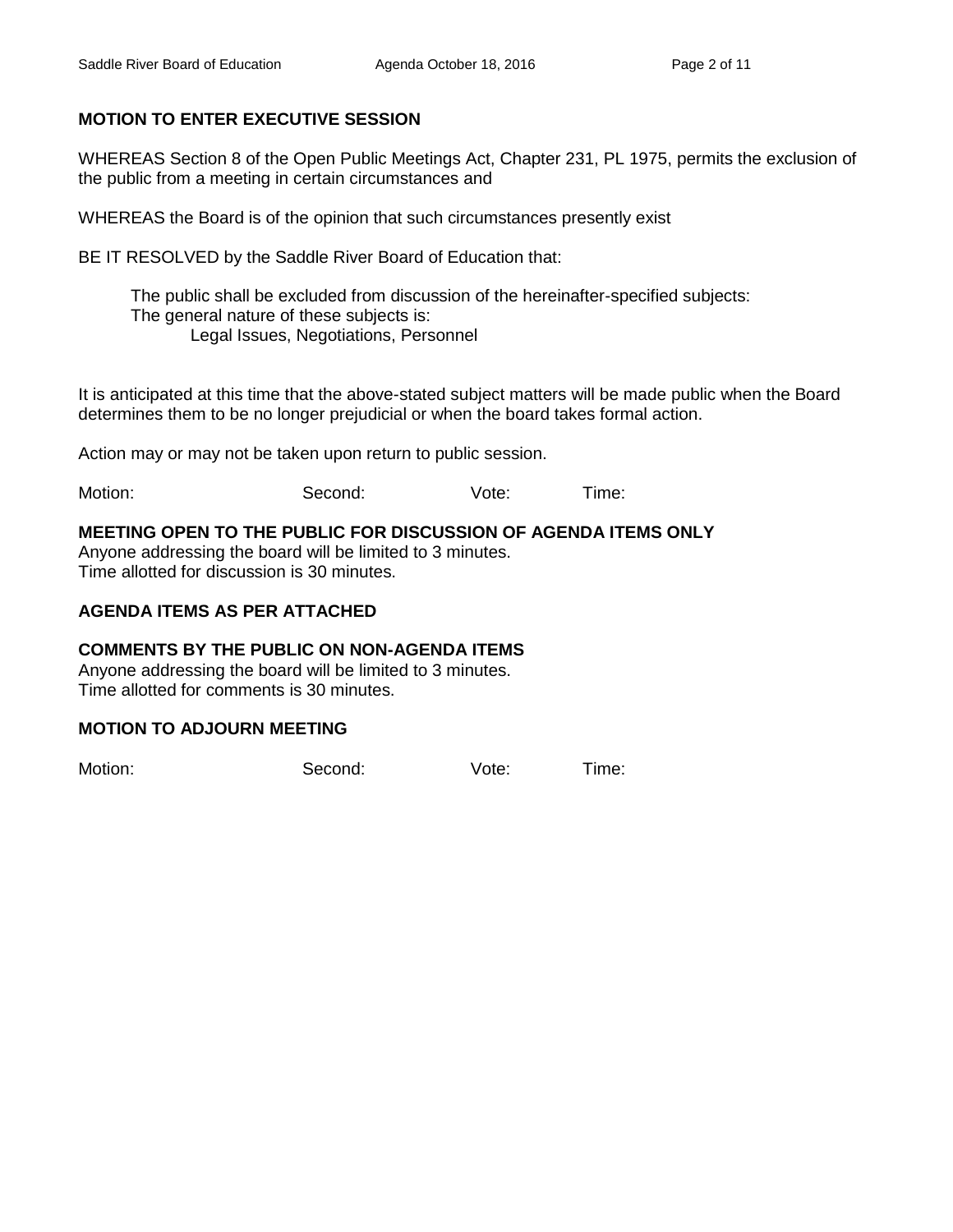**MOTION TO ENTER EXECUTIVE SESSION**

WHEREAS Section 8 of the Open Public Meetings Act, Chapter 231, PL 1975, permits the exclusion of the public from a meeting in certain circumstances and

WHEREAS the Board is of the opinion that such circumstances presently exist

BE IT RESOLVED by the Saddle River Board of Education that:

The public shall be excluded from discussion of the hereinafter-specified subjects:
The general nature of these subjects is:
Legal Issues, Negotiations, Personnel

It is anticipated at this time that the above-stated subject matters will be made public when the Board determines them to be no longer prejudicial or when the board takes formal action.

Action may or may not be taken upon return to public session.

Motion: Second: Vote: Time:

**MEETING OPEN TO THE PUBLIC FOR DISCUSSION OF AGENDA ITEMS ONLY**
Anyone addressing the board will be limited to 3 minutes.
Time allotted for discussion is 30 minutes.

**AGENDA ITEMS AS PER ATTACHED**

**COMMENTS BY THE PUBLIC ON NON-AGENDA ITEMS**
Anyone addressing the board will be limited to 3 minutes.
Time allotted for comments is 30 minutes.

**MOTION TO ADJOURN MEETING**

Motion: Second: Vote: Time: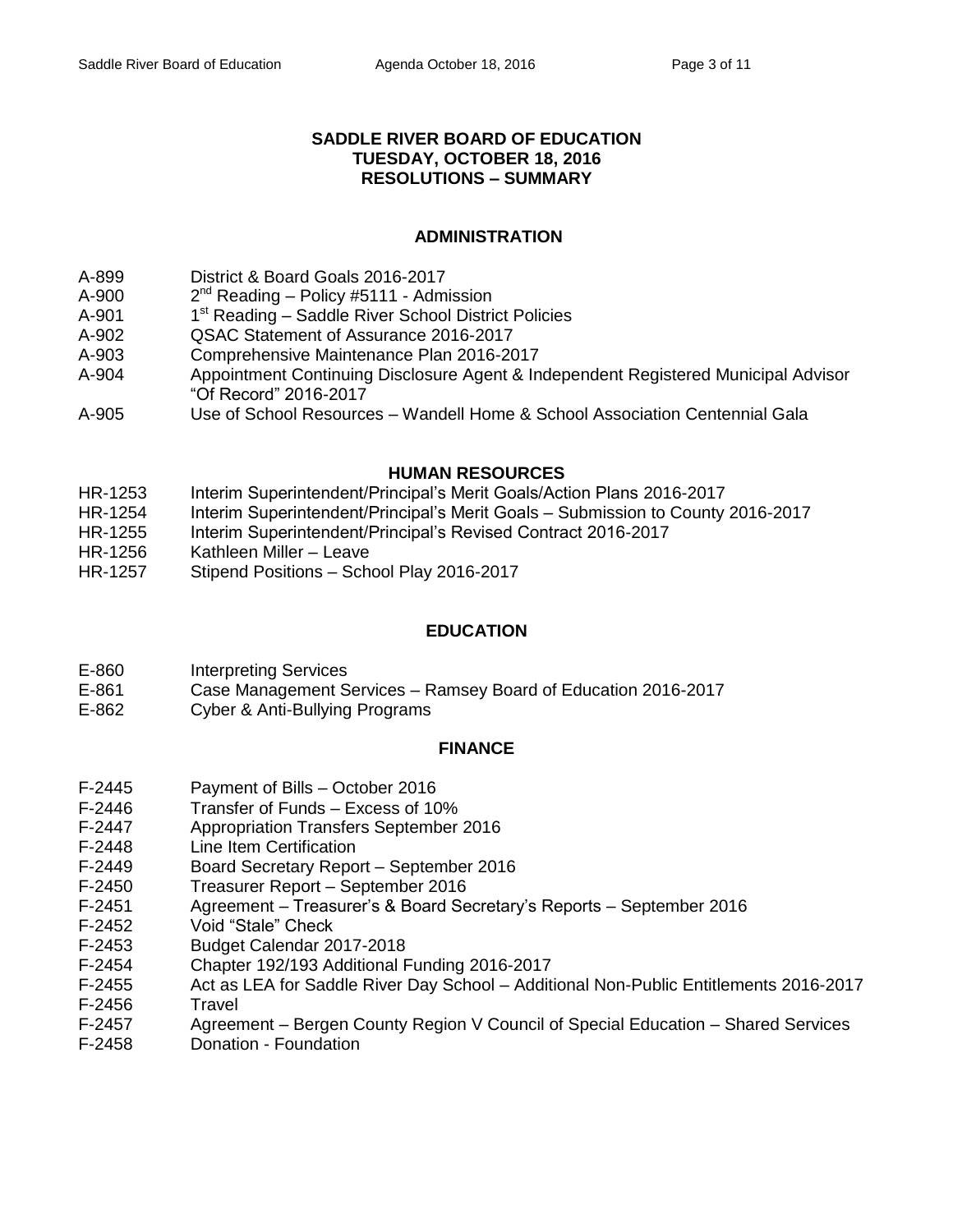# SADDLE RIVER BOARD OF EDUCATION
## TUESDAY, OCTOBER 18, 2016
## RESOLUTIONS – SUMMARY

### ADMINISTRATION

| | |
|---|---|
| A-899 | District & Board Goals 2016-2017 |
| A-900 | 2nd Reading – Policy #5111 - Admission |
| A-901 | 1st Reading – Saddle River School District Policies |
| A-902 | QSAC Statement of Assurance 2016-2017 |
| A-903 | Comprehensive Maintenance Plan 2016-2017 |
| A-904 | Appointment Continuing Disclosure Agent & Independent Registered Municipal Advisor "Of Record" 2016-2017 |
| A-905 | Use of School Resources – Wandell Home & School Association Centennial Gala |

### HUMAN RESOURCES

| | |
|---|---|
| HR-1253 | Interim Superintendent/Principal's Merit Goals/Action Plans 2016-2017 |
| HR-1254 | Interim Superintendent/Principal's Merit Goals – Submission to County 2016-2017 |
| HR-1255 | Interim Superintendent/Principal's Revised Contract 2016-2017 |
| HR-1256 | Kathleen Miller – Leave |
| HR-1257 | Stipend Positions – School Play 2016-2017 |

### EDUCATION

| | |
|---|---|
| E-860 | Interpreting Services |
| E-861 | Case Management Services – Ramsey Board of Education 2016-2017 |
| E-862 | Cyber & Anti-Bullying Programs |

### FINANCE

| | |
|---|---|
| F-2445 | Payment of Bills – October 2016 |
| F-2446 | Transfer of Funds – Excess of 10% |
| F-2447 | Appropriation Transfers September 2016 |
| F-2448 | Line Item Certification |
| F-2449 | Board Secretary Report – September 2016 |
| F-2450 | Treasurer Report – September 2016 |
| F-2451 | Agreement – Treasurer's & Board Secretary's Reports – September 2016 |
| F-2452 | Void "Stale" Check |
| F-2453 | Budget Calendar 2017-2018 |
| F-2454 | Chapter 192/193 Additional Funding 2016-2017 |
| F-2455 | Act as LEA for Saddle River Day School – Additional Non-Public Entitlements 2016-2017 |
| F-2456 | Travel |
| F-2457 | Agreement – Bergen County Region V Council of Special Education – Shared Services |
| F-2458 | Donation - Foundation |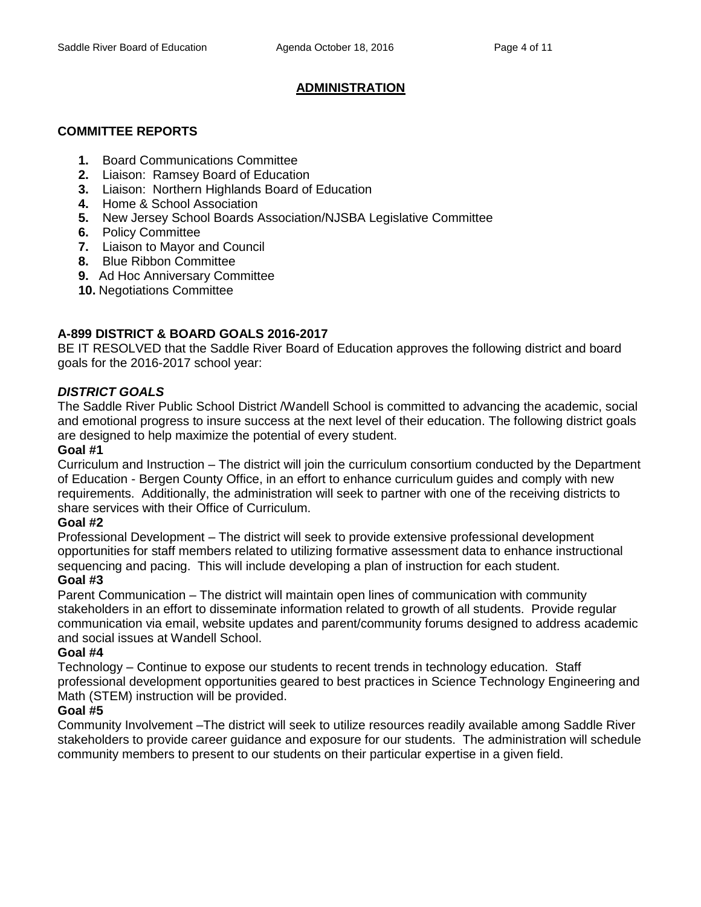## ADMINISTRATION

### COMMITTEE REPORTS

1. Board Communications Committee
2. Liaison: Ramsey Board of Education
3. Liaison: Northern Highlands Board of Education
4. Home & School Association
5. New Jersey School Boards Association/NJSBA Legislative Committee
6. Policy Committee
7. Liaison to Mayor and Council
8. Blue Ribbon Committee
9. Ad Hoc Anniversary Committee
10. Negotiations Committee

### A-899 DISTRICT & BOARD GOALS 2016-2017

BE IT RESOLVED that the Saddle River Board of Education approves the following district and board goals for the 2016-2017 school year:

***DISTRICT GOALS***

The Saddle River Public School District /Wandell School is committed to advancing the academic, social and emotional progress to insure success at the next level of their education. The following district goals are designed to help maximize the potential of every student.

**Goal #1**

Curriculum and Instruction – The district will join the curriculum consortium conducted by the Department of Education - Bergen County Office, in an effort to enhance curriculum guides and comply with new requirements. Additionally, the administration will seek to partner with one of the receiving districts to share services with their Office of Curriculum.

**Goal #2**

Professional Development – The district will seek to provide extensive professional development opportunities for staff members related to utilizing formative assessment data to enhance instructional sequencing and pacing. This will include developing a plan of instruction for each student.

**Goal #3**

Parent Communication – The district will maintain open lines of communication with community stakeholders in an effort to disseminate information related to growth of all students. Provide regular communication via email, website updates and parent/community forums designed to address academic and social issues at Wandell School.

**Goal #4**

Technology – Continue to expose our students to recent trends in technology education. Staff professional development opportunities geared to best practices in Science Technology Engineering and Math (STEM) instruction will be provided.

**Goal #5**

Community Involvement –The district will seek to utilize resources readily available among Saddle River stakeholders to provide career guidance and exposure for our students. The administration will schedule community members to present to our students on their particular expertise in a given field.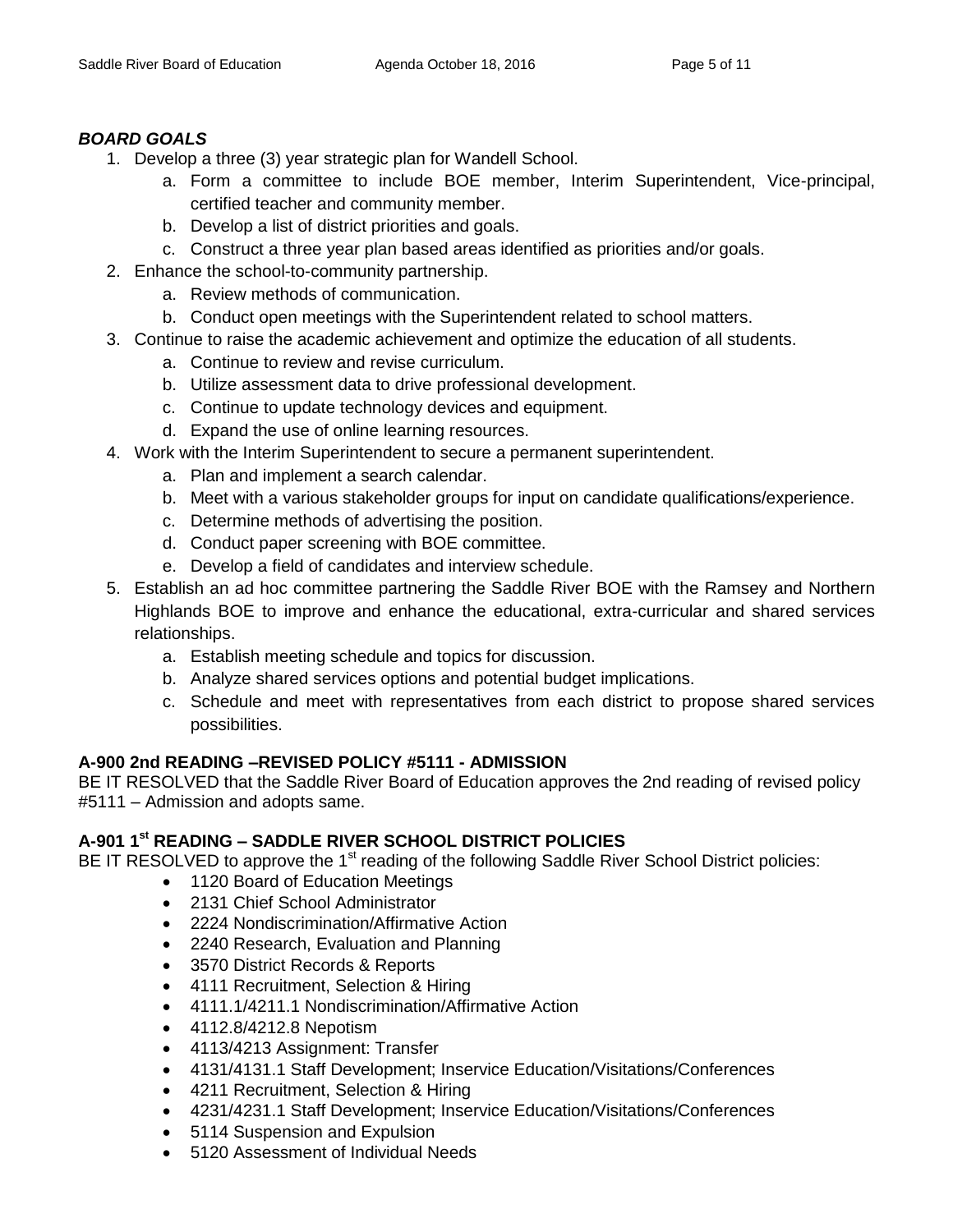***BOARD GOALS***

1. Develop a three (3) year strategic plan for Wandell School.
   a. Form a committee to include BOE member, Interim Superintendent, Vice-principal, certified teacher and community member.
   b. Develop a list of district priorities and goals.
   c. Construct a three year plan based areas identified as priorities and/or goals.
2. Enhance the school-to-community partnership.
   a. Review methods of communication.
   b. Conduct open meetings with the Superintendent related to school matters.
3. Continue to raise the academic achievement and optimize the education of all students.
   a. Continue to review and revise curriculum.
   b. Utilize assessment data to drive professional development.
   c. Continue to update technology devices and equipment.
   d. Expand the use of online learning resources.
4. Work with the Interim Superintendent to secure a permanent superintendent.
   a. Plan and implement a search calendar.
   b. Meet with a various stakeholder groups for input on candidate qualifications/experience.
   c. Determine methods of advertising the position.
   d. Conduct paper screening with BOE committee.
   e. Develop a field of candidates and interview schedule.
5. Establish an ad hoc committee partnering the Saddle River BOE with the Ramsey and Northern Highlands BOE to improve and enhance the educational, extra-curricular and shared services relationships.
   a. Establish meeting schedule and topics for discussion.
   b. Analyze shared services options and potential budget implications.
   c. Schedule and meet with representatives from each district to propose shared services possibilities.

**A-900 2nd READING –REVISED POLICY #5111 - ADMISSION**

BE IT RESOLVED that the Saddle River Board of Education approves the 2nd reading of revised policy #5111 – Admission and adopts same.

**A-901 1st READING – SADDLE RIVER SCHOOL DISTRICT POLICIES**

BE IT RESOLVED to approve the 1st reading of the following Saddle River School District policies:

- 1120 Board of Education Meetings
- 2131 Chief School Administrator
- 2224 Nondiscrimination/Affirmative Action
- 2240 Research, Evaluation and Planning
- 3570 District Records & Reports
- 4111 Recruitment, Selection & Hiring
- 4111.1/4211.1 Nondiscrimination/Affirmative Action
- 4112.8/4212.8 Nepotism
- 4113/4213 Assignment: Transfer
- 4131/4131.1 Staff Development; Inservice Education/Visitations/Conferences
- 4211 Recruitment, Selection & Hiring
- 4231/4231.1 Staff Development; Inservice Education/Visitations/Conferences
- 5114 Suspension and Expulsion
- 5120 Assessment of Individual Needs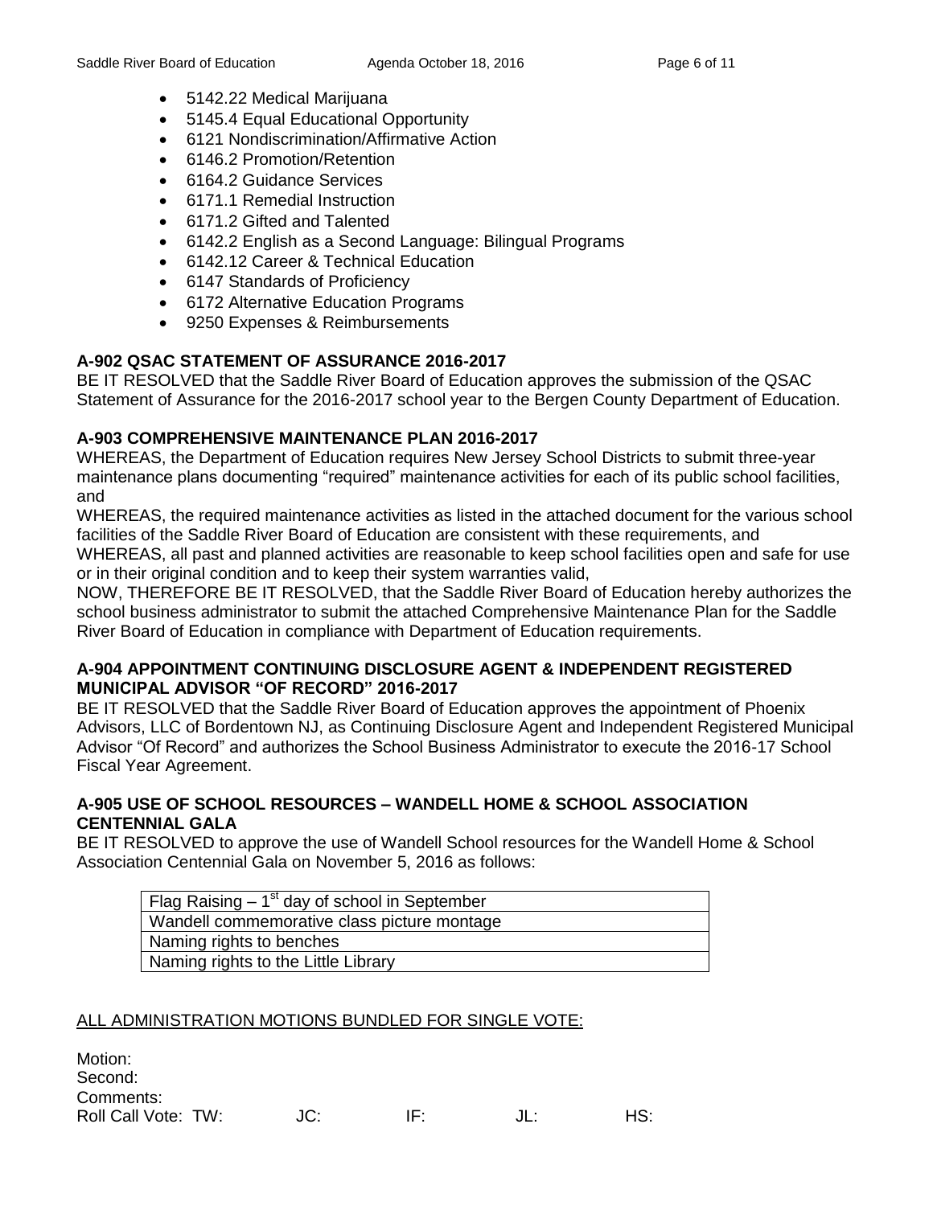- 5142.22 Medical Marijuana
- 5145.4 Equal Educational Opportunity
- 6121 Nondiscrimination/Affirmative Action
- 6146.2 Promotion/Retention
- 6164.2 Guidance Services
- 6171.1 Remedial Instruction
- 6171.2 Gifted and Talented
- 6142.2 English as a Second Language: Bilingual Programs
- 6142.12 Career & Technical Education
- 6147 Standards of Proficiency
- 6172 Alternative Education Programs
- 9250 Expenses & Reimbursements

**A-902 QSAC STATEMENT OF ASSURANCE 2016-2017**

BE IT RESOLVED that the Saddle River Board of Education approves the submission of the QSAC Statement of Assurance for the 2016-2017 school year to the Bergen County Department of Education.

**A-903 COMPREHENSIVE MAINTENANCE PLAN 2016-2017**

WHEREAS, the Department of Education requires New Jersey School Districts to submit three-year maintenance plans documenting "required" maintenance activities for each of its public school facilities, and

WHEREAS, the required maintenance activities as listed in the attached document for the various school facilities of the Saddle River Board of Education are consistent with these requirements, and

WHEREAS, all past and planned activities are reasonable to keep school facilities open and safe for use or in their original condition and to keep their system warranties valid,

NOW, THEREFORE BE IT RESOLVED, that the Saddle River Board of Education hereby authorizes the school business administrator to submit the attached Comprehensive Maintenance Plan for the Saddle River Board of Education in compliance with Department of Education requirements.

**A-904 APPOINTMENT CONTINUING DISCLOSURE AGENT & INDEPENDENT REGISTERED MUNICIPAL ADVISOR "OF RECORD" 2016-2017**

BE IT RESOLVED that the Saddle River Board of Education approves the appointment of Phoenix Advisors, LLC of Bordentown NJ, as Continuing Disclosure Agent and Independent Registered Municipal Advisor "Of Record" and authorizes the School Business Administrator to execute the 2016-17 School Fiscal Year Agreement.

**A-905 USE OF SCHOOL RESOURCES – WANDELL HOME & SCHOOL ASSOCIATION CENTENNIAL GALA**

BE IT RESOLVED to approve the use of Wandell School resources for the Wandell Home & School Association Centennial Gala on November 5, 2016 as follows:

| Flag Raising – 1st day of school in September |
|---|
| Wandell commemorative class picture montage |
| Naming rights to benches |
| Naming rights to the Little Library |

<u>ALL ADMINISTRATION MOTIONS BUNDLED FOR SINGLE VOTE:</u>

Motion:
Second:
Comments:
Roll Call Vote: TW: JC: IF: JL: HS: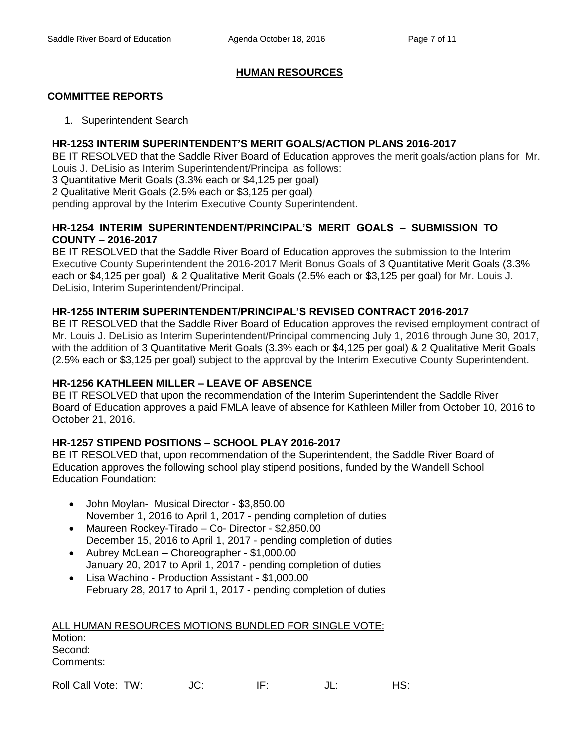## HUMAN RESOURCES

### COMMITTEE REPORTS

1. Superintendent Search

**HR-1253 INTERIM SUPERINTENDENT'S MERIT GOALS/ACTION PLANS 2016-2017**

BE IT RESOLVED that the Saddle River Board of Education approves the merit goals/action plans for Mr. Louis J. DeLisio as Interim Superintendent/Principal as follows:
3 Quantitative Merit Goals (3.3% each or $4,125 per goal)
2 Qualitative Merit Goals (2.5% each or $3,125 per goal)
pending approval by the Interim Executive County Superintendent.

**HR-1254 INTERIM SUPERINTENDENT/PRINCIPAL'S MERIT GOALS – SUBMISSION TO COUNTY – 2016-2017**

BE IT RESOLVED that the Saddle River Board of Education approves the submission to the Interim Executive County Superintendent the 2016-2017 Merit Bonus Goals of 3 Quantitative Merit Goals (3.3% each or $4,125 per goal) & 2 Qualitative Merit Goals (2.5% each or $3,125 per goal) for Mr. Louis J. DeLisio, Interim Superintendent/Principal.

**HR-1255 INTERIM SUPERINTENDENT/PRINCIPAL'S REVISED CONTRACT 2016-2017**

BE IT RESOLVED that the Saddle River Board of Education approves the revised employment contract of Mr. Louis J. DeLisio as Interim Superintendent/Principal commencing July 1, 2016 through June 30, 2017, with the addition of 3 Quantitative Merit Goals (3.3% each or $4,125 per goal) & 2 Qualitative Merit Goals (2.5% each or $3,125 per goal) subject to the approval by the Interim Executive County Superintendent.

**HR-1256 KATHLEEN MILLER – LEAVE OF ABSENCE**

BE IT RESOLVED that upon the recommendation of the Interim Superintendent the Saddle River Board of Education approves a paid FMLA leave of absence for Kathleen Miller from October 10, 2016 to October 21, 2016.

**HR-1257 STIPEND POSITIONS – SCHOOL PLAY 2016-2017**

BE IT RESOLVED that, upon recommendation of the Superintendent, the Saddle River Board of Education approves the following school play stipend positions, funded by the Wandell School Education Foundation:

- John Moylan- Musical Director - $3,850.00
  November 1, 2016 to April 1, 2017 - pending completion of duties
- Maureen Rockey-Tirado – Co- Director - $2,850.00
  December 15, 2016 to April 1, 2017 - pending completion of duties
- Aubrey McLean – Choreographer - $1,000.00
  January 20, 2017 to April 1, 2017 - pending completion of duties
- Lisa Wachino - Production Assistant - $1,000.00
  February 28, 2017 to April 1, 2017 - pending completion of duties

ALL HUMAN RESOURCES MOTIONS BUNDLED FOR SINGLE VOTE:
Motion:
Second:
Comments:

Roll Call Vote: TW: JC: IF: JL: HS: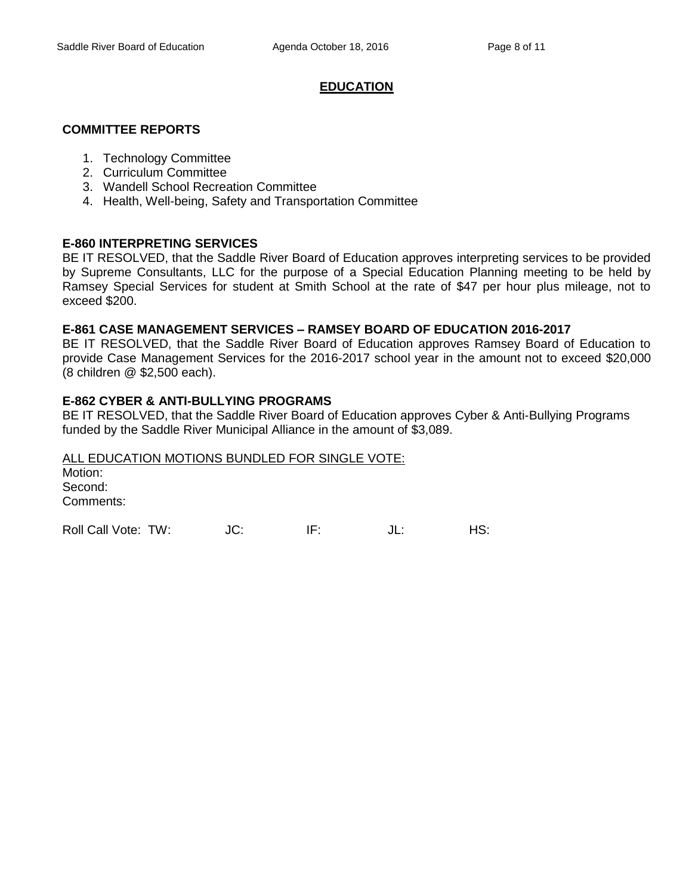## EDUCATION

### COMMITTEE REPORTS

1. Technology Committee
2. Curriculum Committee
3. Wandell School Recreation Committee
4. Health, Well-being, Safety and Transportation Committee

### E-860 INTERPRETING SERVICES

BE IT RESOLVED, that the Saddle River Board of Education approves interpreting services to be provided by Supreme Consultants, LLC for the purpose of a Special Education Planning meeting to be held by Ramsey Special Services for student at Smith School at the rate of $47 per hour plus mileage, not to exceed $200.

### E-861 CASE MANAGEMENT SERVICES – RAMSEY BOARD OF EDUCATION 2016-2017

BE IT RESOLVED, that the Saddle River Board of Education approves Ramsey Board of Education to provide Case Management Services for the 2016-2017 school year in the amount not to exceed $20,000 (8 children @ $2,500 each).

### E-862 CYBER & ANTI-BULLYING PROGRAMS

BE IT RESOLVED, that the Saddle River Board of Education approves Cyber & Anti-Bullying Programs funded by the Saddle River Municipal Alliance in the amount of $3,089.

ALL EDUCATION MOTIONS BUNDLED FOR SINGLE VOTE:

Motion:

Second:

Comments:

Roll Call Vote: TW: JC: IF: JL: HS: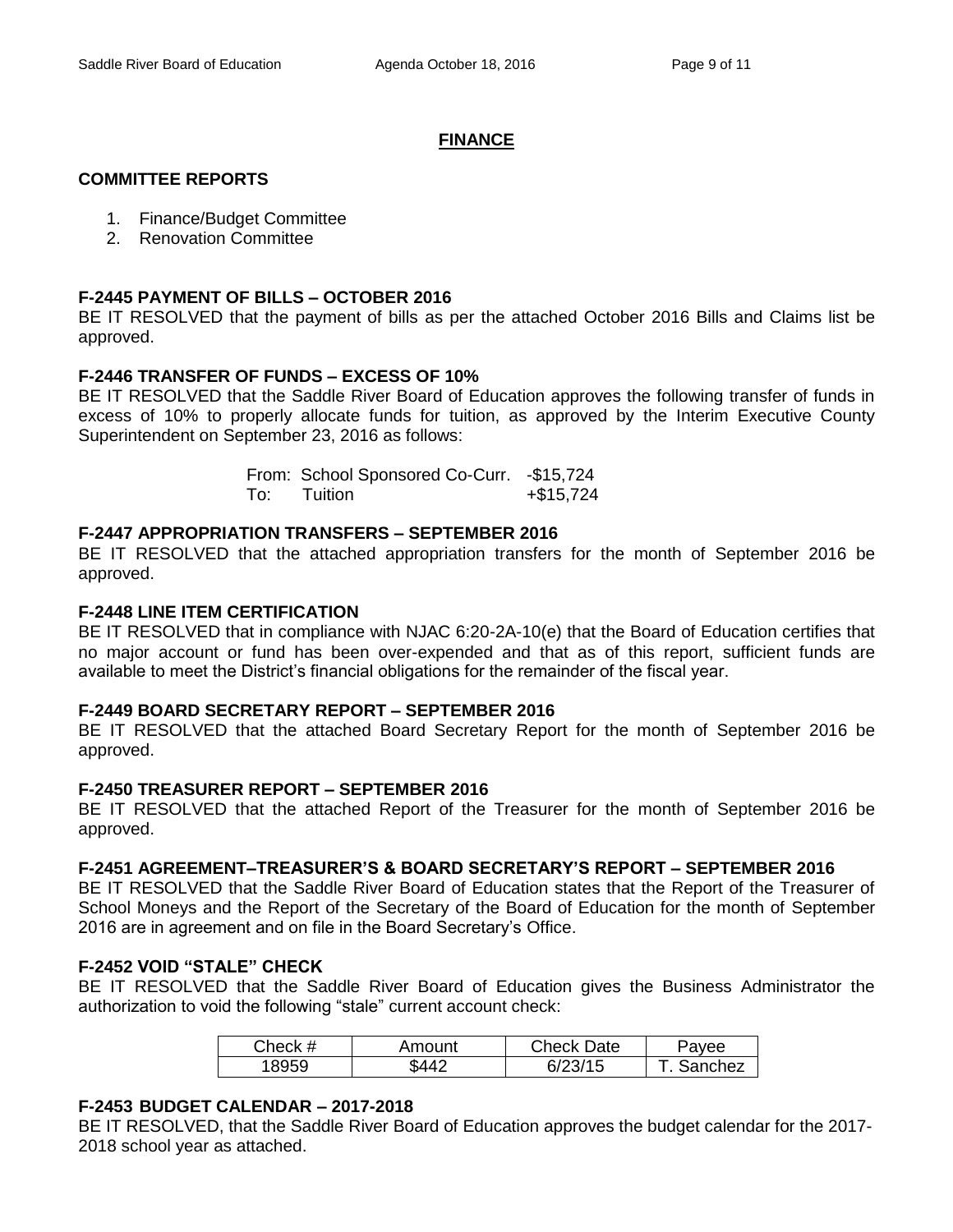## FINANCE

### COMMITTEE REPORTS

1. Finance/Budget Committee
2. Renovation Committee

### F-2445 PAYMENT OF BILLS – OCTOBER 2016

BE IT RESOLVED that the payment of bills as per the attached October 2016 Bills and Claims list be approved.

### F-2446 TRANSFER OF FUNDS – EXCESS OF 10%

BE IT RESOLVED that the Saddle River Board of Education approves the following transfer of funds in excess of 10% to properly allocate funds for tuition, as approved by the Interim Executive County Superintendent on September 23, 2016 as follows:

| | | |
|---|---|---|
| From: | School Sponsored Co-Curr. | -$15,724 |
| To: | Tuition | +$15,724 |

### F-2447 APPROPRIATION TRANSFERS – SEPTEMBER 2016

BE IT RESOLVED that the attached appropriation transfers for the month of September 2016 be approved.

### F-2448 LINE ITEM CERTIFICATION

BE IT RESOLVED that in compliance with NJAC 6:20-2A-10(e) that the Board of Education certifies that no major account or fund has been over-expended and that as of this report, sufficient funds are available to meet the District's financial obligations for the remainder of the fiscal year.

### F-2449 BOARD SECRETARY REPORT – SEPTEMBER 2016

BE IT RESOLVED that the attached Board Secretary Report for the month of September 2016 be approved.

### F-2450 TREASURER REPORT – SEPTEMBER 2016

BE IT RESOLVED that the attached Report of the Treasurer for the month of September 2016 be approved.

### F-2451 AGREEMENT–TREASURER'S & BOARD SECRETARY'S REPORT – SEPTEMBER 2016

BE IT RESOLVED that the Saddle River Board of Education states that the Report of the Treasurer of School Moneys and the Report of the Secretary of the Board of Education for the month of September 2016 are in agreement and on file in the Board Secretary's Office.

### F-2452 VOID "STALE" CHECK

BE IT RESOLVED that the Saddle River Board of Education gives the Business Administrator the authorization to void the following "stale" current account check:

| Check # | Amount | Check Date | Payee |
|---|---|---|---|
| 18959 | $442 | 6/23/15 | T. Sanchez |

### F-2453 BUDGET CALENDAR – 2017-2018

BE IT RESOLVED, that the Saddle River Board of Education approves the budget calendar for the 2017-2018 school year as attached.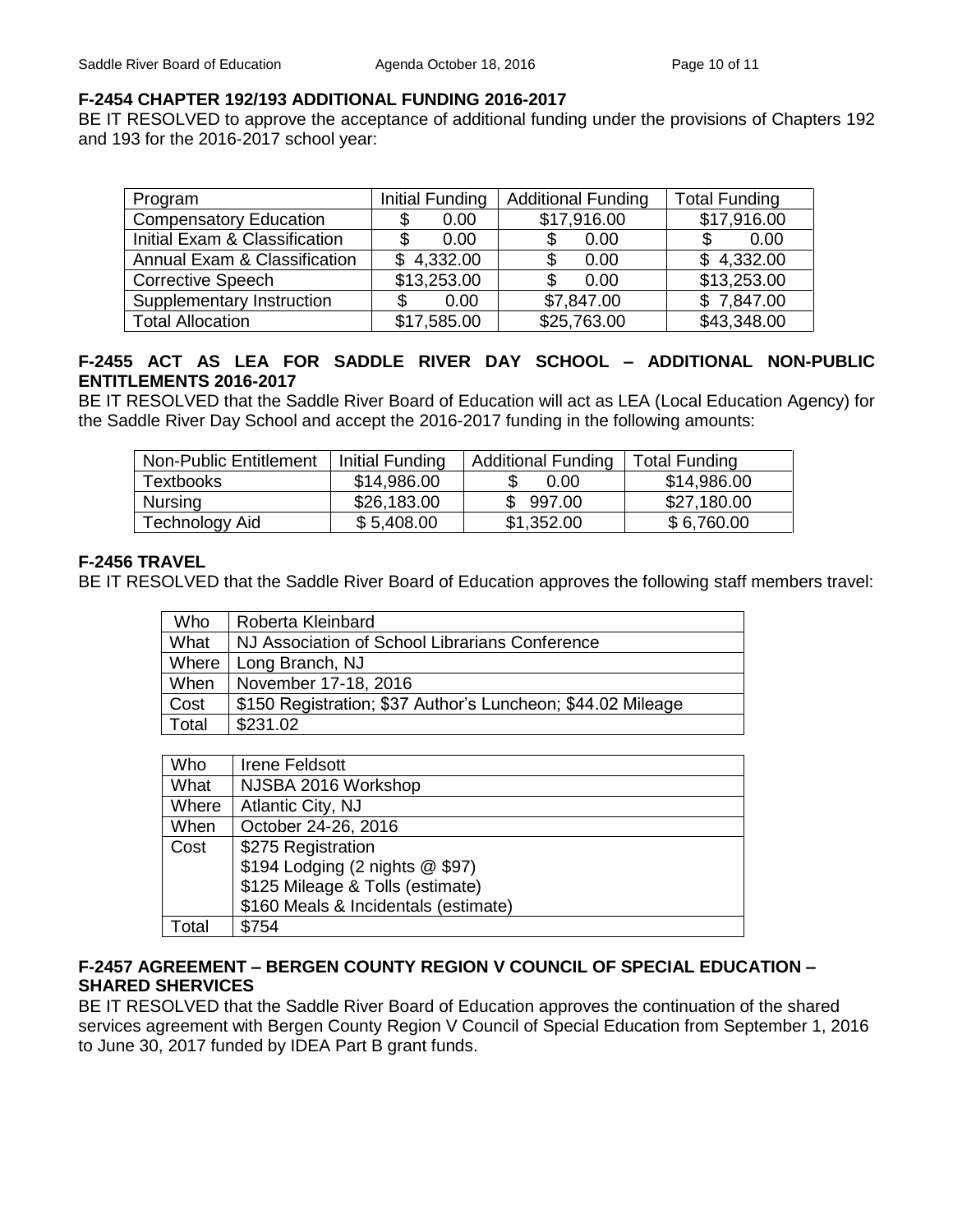**F-2454 CHAPTER 192/193 ADDITIONAL FUNDING 2016-2017**

BE IT RESOLVED to approve the acceptance of additional funding under the provisions of Chapters 192 and 193 for the 2016-2017 school year:

| Program | Initial Funding | Additional Funding | Total Funding |
|---|---|---|---|
| Compensatory Education | $ 0.00 | $17,916.00 | $17,916.00 |
| Initial Exam & Classification | $ 0.00 | $ 0.00 | $ 0.00 |
| Annual Exam & Classification | $ 4,332.00 | $ 0.00 | $ 4,332.00 |
| Corrective Speech | $13,253.00 | $ 0.00 | $13,253.00 |
| Supplementary Instruction | $ 0.00 | $7,847.00 | $ 7,847.00 |
| Total Allocation | $17,585.00 | $25,763.00 | $43,348.00 |

**F-2455 ACT AS LEA FOR SADDLE RIVER DAY SCHOOL – ADDITIONAL NON-PUBLIC ENTITLEMENTS 2016-2017**

BE IT RESOLVED that the Saddle River Board of Education will act as LEA (Local Education Agency) for the Saddle River Day School and accept the 2016-2017 funding in the following amounts:

| Non-Public Entitlement | Initial Funding | Additional Funding | Total Funding |
|---|---|---|---|
| Textbooks | $14,986.00 | $ 0.00 | $14,986.00 |
| Nursing | $26,183.00 | $ 997.00 | $27,180.00 |
| Technology Aid | $ 5,408.00 | $1,352.00 | $ 6,760.00 |

**F-2456 TRAVEL**

BE IT RESOLVED that the Saddle River Board of Education approves the following staff members travel:

| Who | Roberta Kleinbard |
|---|---|
| What | NJ Association of School Librarians Conference |
| Where | Long Branch, NJ |
| When | November 17-18, 2016 |
| Cost | $150 Registration; $37 Author's Luncheon; $44.02 Mileage |
| Total | $231.02 |

| Who | Irene Feldsott |
|---|---|
| What | NJSBA 2016 Workshop |
| Where | Atlantic City, NJ |
| When | October 24-26, 2016 |
| Cost | $275 Registration<br>$194 Lodging (2 nights @ $97)<br>$125 Mileage & Tolls (estimate)<br>$160 Meals & Incidentals (estimate) |
| Total | $754 |

**F-2457 AGREEMENT – BERGEN COUNTY REGION V COUNCIL OF SPECIAL EDUCATION – SHARED SHERVICES**

BE IT RESOLVED that the Saddle River Board of Education approves the continuation of the shared services agreement with Bergen County Region V Council of Special Education from September 1, 2016 to June 30, 2017 funded by IDEA Part B grant funds.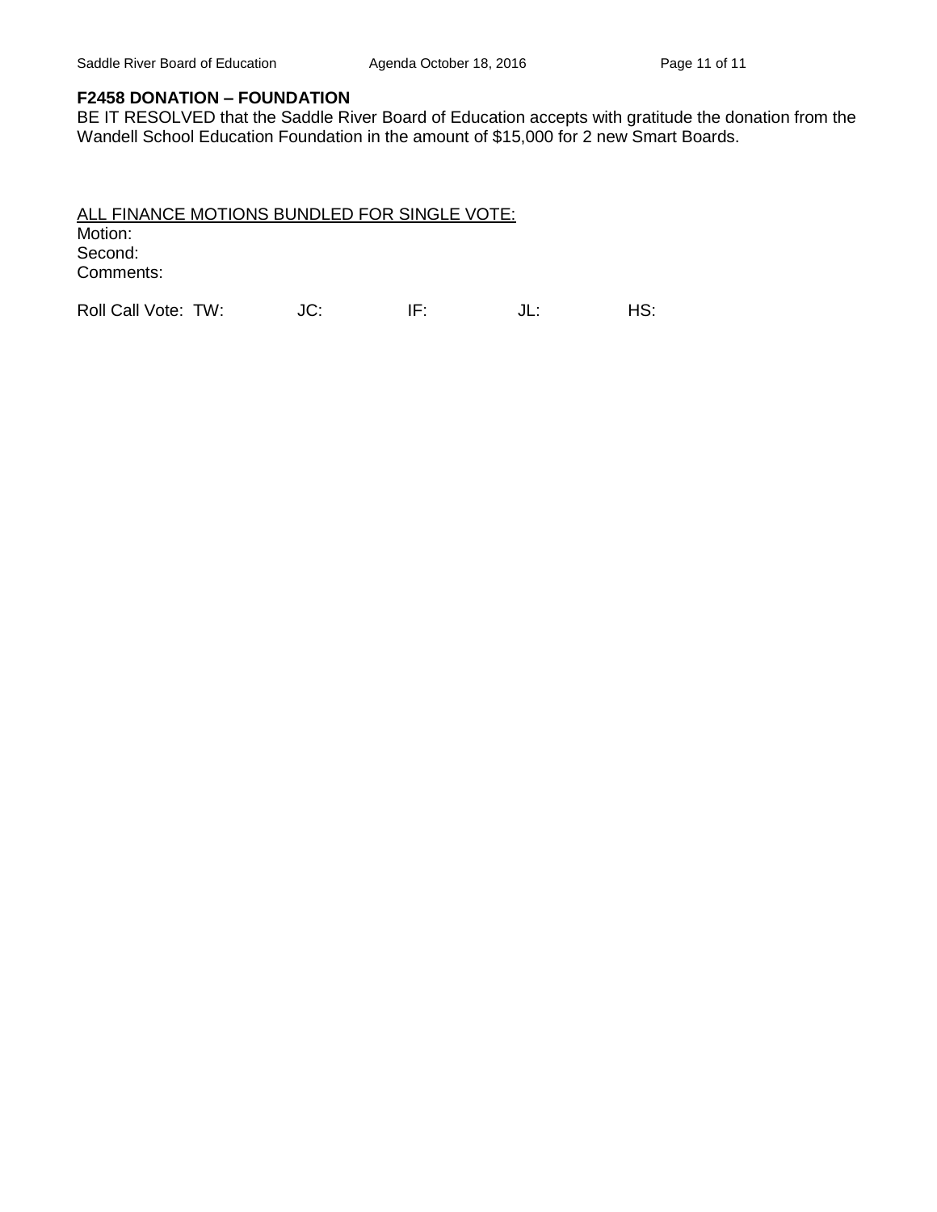**F2458 DONATION – FOUNDATION**

BE IT RESOLVED that the Saddle River Board of Education accepts with gratitude the donation from the Wandell School Education Foundation in the amount of $15,000 for 2 new Smart Boards.

<u>ALL FINANCE MOTIONS BUNDLED FOR SINGLE VOTE:</u>

Motion:
Second:
Comments:

Roll Call Vote: TW: JC: IF: JL: HS: